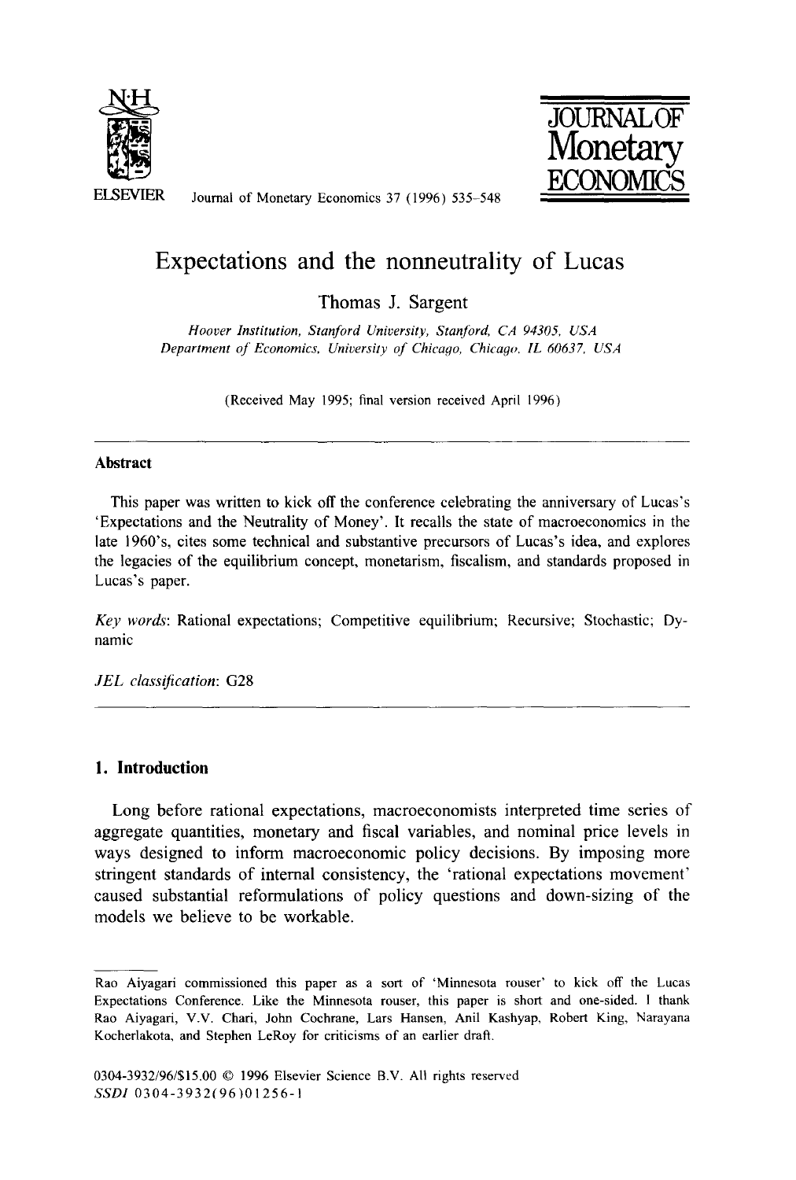# Expectations and the nonneutrality of Lucas

Thomas J. Sargent

*Hoover Institution, Stanford University, Stanford, CA 94305, USA*
*Department of Economics, University of Chicago, Chicago, IL 60637, USA*

(Received May 1995; final version received April 1996)

---

## Abstract

This paper was written to kick off the conference celebrating the anniversary of Lucas's 'Expectations and the Neutrality of Money'. It recalls the state of macroeconomics in the late 1960's, cites some technical and substantive precursors of Lucas's idea, and explores the legacies of the equilibrium concept, monetarism, fiscalism, and standards proposed in Lucas's paper.

*Key words*: Rational expectations; Competitive equilibrium; Recursive; Stochastic; Dynamic

*JEL classification*: G28

---

## 1. Introduction

Long before rational expectations, macroeconomists interpreted time series of aggregate quantities, monetary and fiscal variables, and nominal price levels in ways designed to inform macroeconomic policy decisions. By imposing more stringent standards of internal consistency, the 'rational expectations movement' caused substantial reformulations of policy questions and down-sizing of the models we believe to be workable.

---

Rao Aiyagari commissioned this paper as a sort of 'Minnesota rouser' to kick off the Lucas Expectations Conference. Like the Minnesota rouser, this paper is short and one-sided. I thank Rao Aiyagari, V.V. Chari, John Cochrane, Lars Hansen, Anil Kashyap, Robert King, Narayana Kocherlakota, and Stephen LeRoy for criticisms of an earlier draft.

0304-3932/96/$15.00 © 1996 Elsevier Science B.V. All rights reserved
SSDI 0304-3932(96)01256-1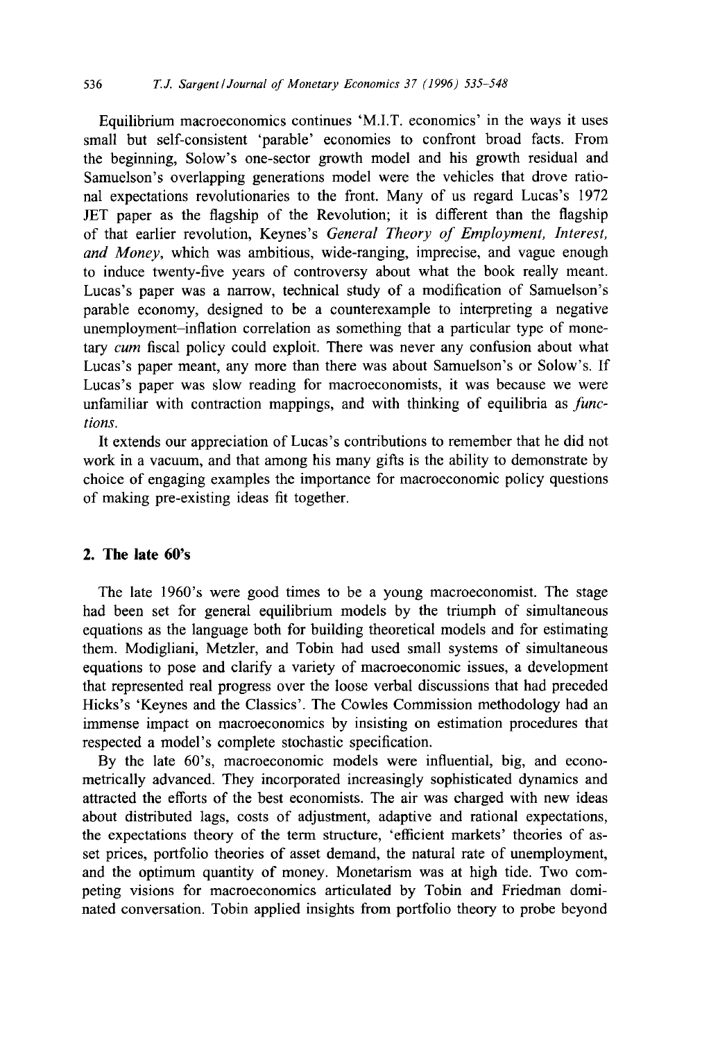Equilibrium macroeconomics continues 'M.I.T. economics' in the ways it uses small but self-consistent 'parable' economies to confront broad facts. From the beginning, Solow's one-sector growth model and his growth residual and Samuelson's overlapping generations model were the vehicles that drove rational expectations revolutionaries to the front. Many of us regard Lucas's 1972 JET paper as the flagship of the Revolution; it is different than the flagship of that earlier revolution, Keynes's *General Theory of Employment, Interest, and Money*, which was ambitious, wide-ranging, imprecise, and vague enough to induce twenty-five years of controversy about what the book really meant. Lucas's paper was a narrow, technical study of a modification of Samuelson's parable economy, designed to be a counterexample to interpreting a negative unemployment–inflation correlation as something that a particular type of monetary *cum* fiscal policy could exploit. There was never any confusion about what Lucas's paper meant, any more than there was about Samuelson's or Solow's. If Lucas's paper was slow reading for macroeconomists, it was because we were unfamiliar with contraction mappings, and with thinking of equilibria as *functions*.

It extends our appreciation of Lucas's contributions to remember that he did not work in a vacuum, and that among his many gifts is the ability to demonstrate by choice of engaging examples the importance for macroeconomic policy questions of making pre-existing ideas fit together.

## 2. The late 60's

The late 1960's were good times to be a young macroeconomist. The stage had been set for general equilibrium models by the triumph of simultaneous equations as the language both for building theoretical models and for estimating them. Modigliani, Metzler, and Tobin had used small systems of simultaneous equations to pose and clarify a variety of macroeconomic issues, a development that represented real progress over the loose verbal discussions that had preceded Hicks's 'Keynes and the Classics'. The Cowles Commission methodology had an immense impact on macroeconomics by insisting on estimation procedures that respected a model's complete stochastic specification.

By the late 60's, macroeconomic models were influential, big, and econometrically advanced. They incorporated increasingly sophisticated dynamics and attracted the efforts of the best economists. The air was charged with new ideas about distributed lags, costs of adjustment, adaptive and rational expectations, the expectations theory of the term structure, 'efficient markets' theories of asset prices, portfolio theories of asset demand, the natural rate of unemployment, and the optimum quantity of money. Monetarism was at high tide. Two competing visions for macroeconomics articulated by Tobin and Friedman dominated conversation. Tobin applied insights from portfolio theory to probe beyond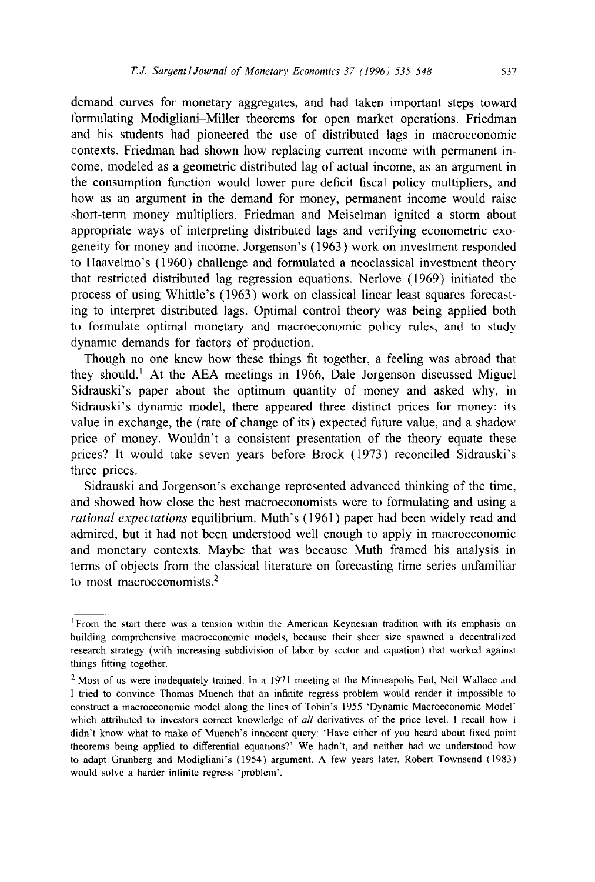demand curves for monetary aggregates, and had taken important steps toward formulating Modigliani–Miller theorems for open market operations. Friedman and his students had pioneered the use of distributed lags in macroeconomic contexts. Friedman had shown how replacing current income with permanent income, modeled as a geometric distributed lag of actual income, as an argument in the consumption function would lower pure deficit fiscal policy multipliers, and how as an argument in the demand for money, permanent income would raise short-term money multipliers. Friedman and Meiselman ignited a storm about appropriate ways of interpreting distributed lags and verifying econometric exogeneity for money and income. Jorgenson's (1963) work on investment responded to Haavelmo's (1960) challenge and formulated a neoclassical investment theory that restricted distributed lag regression equations. Nerlove (1969) initiated the process of using Whittle's (1963) work on classical linear least squares forecasting to interpret distributed lags. Optimal control theory was being applied both to formulate optimal monetary and macroeconomic policy rules, and to study dynamic demands for factors of production.

Though no one knew how these things fit together, a feeling was abroad that they should.[1] At the AEA meetings in 1966, Dale Jorgenson discussed Miguel Sidrauski's paper about the optimum quantity of money and asked why, in Sidrauski's dynamic model, there appeared three distinct prices for money: its value in exchange, the (rate of change of its) expected future value, and a shadow price of money. Wouldn't a consistent presentation of the theory equate these prices? It would take seven years before Brock (1973) reconciled Sidrauski's three prices.

Sidrauski and Jorgenson's exchange represented advanced thinking of the time, and showed how close the best macroeconomists were to formulating and using a *rational expectations* equilibrium. Muth's (1961) paper had been widely read and admired, but it had not been understood well enough to apply in macroeconomic and monetary contexts. Maybe that was because Muth framed his analysis in terms of objects from the classical literature on forecasting time series unfamiliar to most macroeconomists.[2]

---

[1] From the start there was a tension within the American Keynesian tradition with its emphasis on building comprehensive macroeconomic models, because their sheer size spawned a decentralized research strategy (with increasing subdivision of labor by sector and equation) that worked against things fitting together.

[2] Most of us were inadequately trained. In a 1971 meeting at the Minneapolis Fed, Neil Wallace and I tried to convince Thomas Muench that an infinite regress problem would render it impossible to construct a macroeconomic model along the lines of Tobin's 1955 'Dynamic Macroeconomic Model' which attributed to investors correct knowledge of *all* derivatives of the price level. I recall how I didn't know what to make of Muench's innocent query: 'Have either of you heard about fixed point theorems being applied to differential equations?' We hadn't, and neither had we understood how to adapt Grunberg and Modigliani's (1954) argument. A few years later, Robert Townsend (1983) would solve a harder infinite regress 'problem'.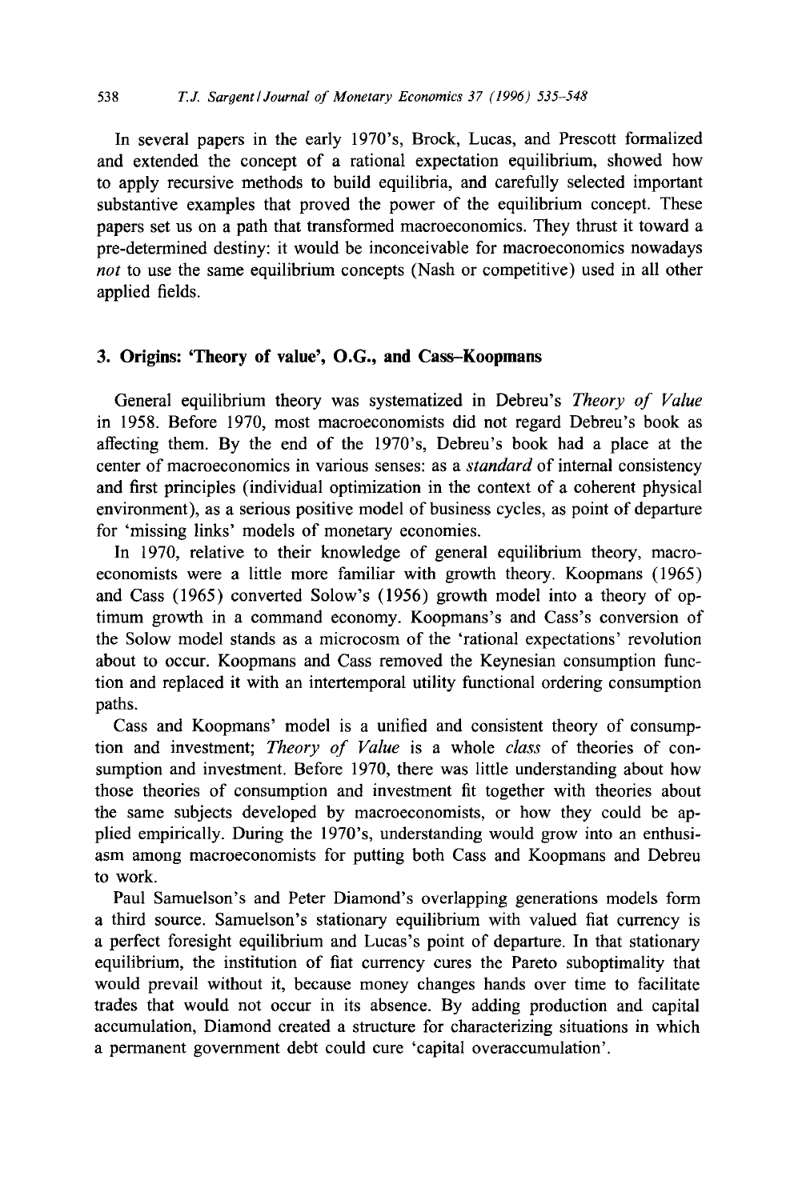In several papers in the early 1970's, Brock, Lucas, and Prescott formalized and extended the concept of a rational expectation equilibrium, showed how to apply recursive methods to build equilibria, and carefully selected important substantive examples that proved the power of the equilibrium concept. These papers set us on a path that transformed macroeconomics. They thrust it toward a pre-determined destiny: it would be inconceivable for macroeconomics nowadays *not* to use the same equilibrium concepts (Nash or competitive) used in all other applied fields.

## 3. Origins: 'Theory of value', O.G., and Cass–Koopmans

General equilibrium theory was systematized in Debreu's *Theory of Value* in 1958. Before 1970, most macroeconomists did not regard Debreu's book as affecting them. By the end of the 1970's, Debreu's book had a place at the center of macroeconomics in various senses: as a *standard* of internal consistency and first principles (individual optimization in the context of a coherent physical environment), as a serious positive model of business cycles, as point of departure for 'missing links' models of monetary economies.

In 1970, relative to their knowledge of general equilibrium theory, macroeconomists were a little more familiar with growth theory. Koopmans (1965) and Cass (1965) converted Solow's (1956) growth model into a theory of optimum growth in a command economy. Koopmans's and Cass's conversion of the Solow model stands as a microcosm of the 'rational expectations' revolution about to occur. Koopmans and Cass removed the Keynesian consumption function and replaced it with an intertemporal utility functional ordering consumption paths.

Cass and Koopmans' model is a unified and consistent theory of consumption and investment; *Theory of Value* is a whole *class* of theories of consumption and investment. Before 1970, there was little understanding about how those theories of consumption and investment fit together with theories about the same subjects developed by macroeconomists, or how they could be applied empirically. During the 1970's, understanding would grow into an enthusiasm among macroeconomists for putting both Cass and Koopmans and Debreu to work.

Paul Samuelson's and Peter Diamond's overlapping generations models form a third source. Samuelson's stationary equilibrium with valued fiat currency is a perfect foresight equilibrium and Lucas's point of departure. In that stationary equilibrium, the institution of fiat currency cures the Pareto suboptimality that would prevail without it, because money changes hands over time to facilitate trades that would not occur in its absence. By adding production and capital accumulation, Diamond created a structure for characterizing situations in which a permanent government debt could cure 'capital overaccumulation'.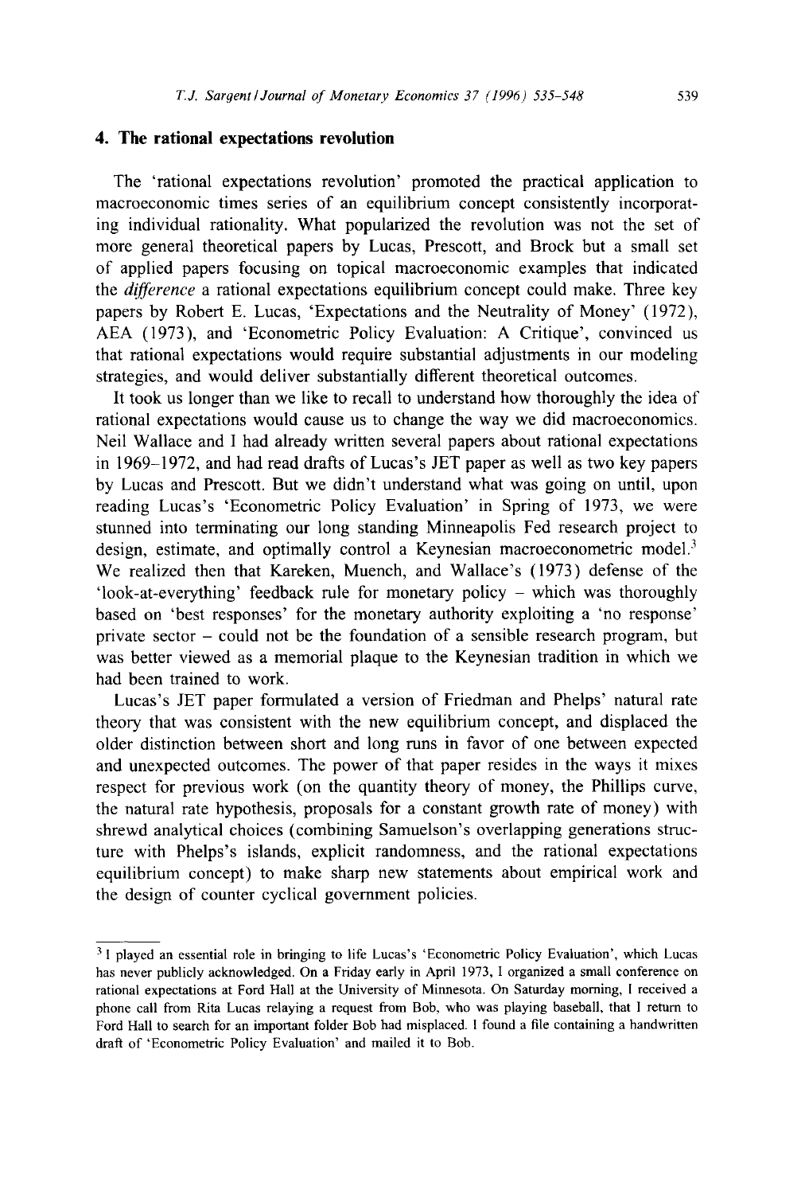## 4. The rational expectations revolution

The 'rational expectations revolution' promoted the practical application to macroeconomic times series of an equilibrium concept consistently incorporating individual rationality. What popularized the revolution was not the set of more general theoretical papers by Lucas, Prescott, and Brock but a small set of applied papers focusing on topical macroeconomic examples that indicated the *difference* a rational expectations equilibrium concept could make. Three key papers by Robert E. Lucas, 'Expectations and the Neutrality of Money' (1972), AEA (1973), and 'Econometric Policy Evaluation: A Critique', convinced us that rational expectations would require substantial adjustments in our modeling strategies, and would deliver substantially different theoretical outcomes.

It took us longer than we like to recall to understand how thoroughly the idea of rational expectations would cause us to change the way we did macroeconomics. Neil Wallace and I had already written several papers about rational expectations in 1969–1972, and had read drafts of Lucas's JET paper as well as two key papers by Lucas and Prescott. But we didn't understand what was going on until, upon reading Lucas's 'Econometric Policy Evaluation' in Spring of 1973, we were stunned into terminating our long standing Minneapolis Fed research project to design, estimate, and optimally control a Keynesian macroeconometric model.[3] We realized then that Kareken, Muench, and Wallace's (1973) defense of the 'look-at-everything' feedback rule for monetary policy – which was thoroughly based on 'best responses' for the monetary authority exploiting a 'no response' private sector – could not be the foundation of a sensible research program, but was better viewed as a memorial plaque to the Keynesian tradition in which we had been trained to work.

Lucas's JET paper formulated a version of Friedman and Phelps' natural rate theory that was consistent with the new equilibrium concept, and displaced the older distinction between short and long runs in favor of one between expected and unexpected outcomes. The power of that paper resides in the ways it mixes respect for previous work (on the quantity theory of money, the Phillips curve, the natural rate hypothesis, proposals for a constant growth rate of money) with shrewd analytical choices (combining Samuelson's overlapping generations structure with Phelps's islands, explicit randomness, and the rational expectations equilibrium concept) to make sharp new statements about empirical work and the design of counter cyclical government policies.

---

[3] I played an essential role in bringing to life Lucas's 'Econometric Policy Evaluation', which Lucas has never publicly acknowledged. On a Friday early in April 1973, I organized a small conference on rational expectations at Ford Hall at the University of Minnesota. On Saturday morning, I received a phone call from Rita Lucas relaying a request from Bob, who was playing baseball, that I return to Ford Hall to search for an important folder Bob had misplaced. I found a file containing a handwritten draft of 'Econometric Policy Evaluation' and mailed it to Bob.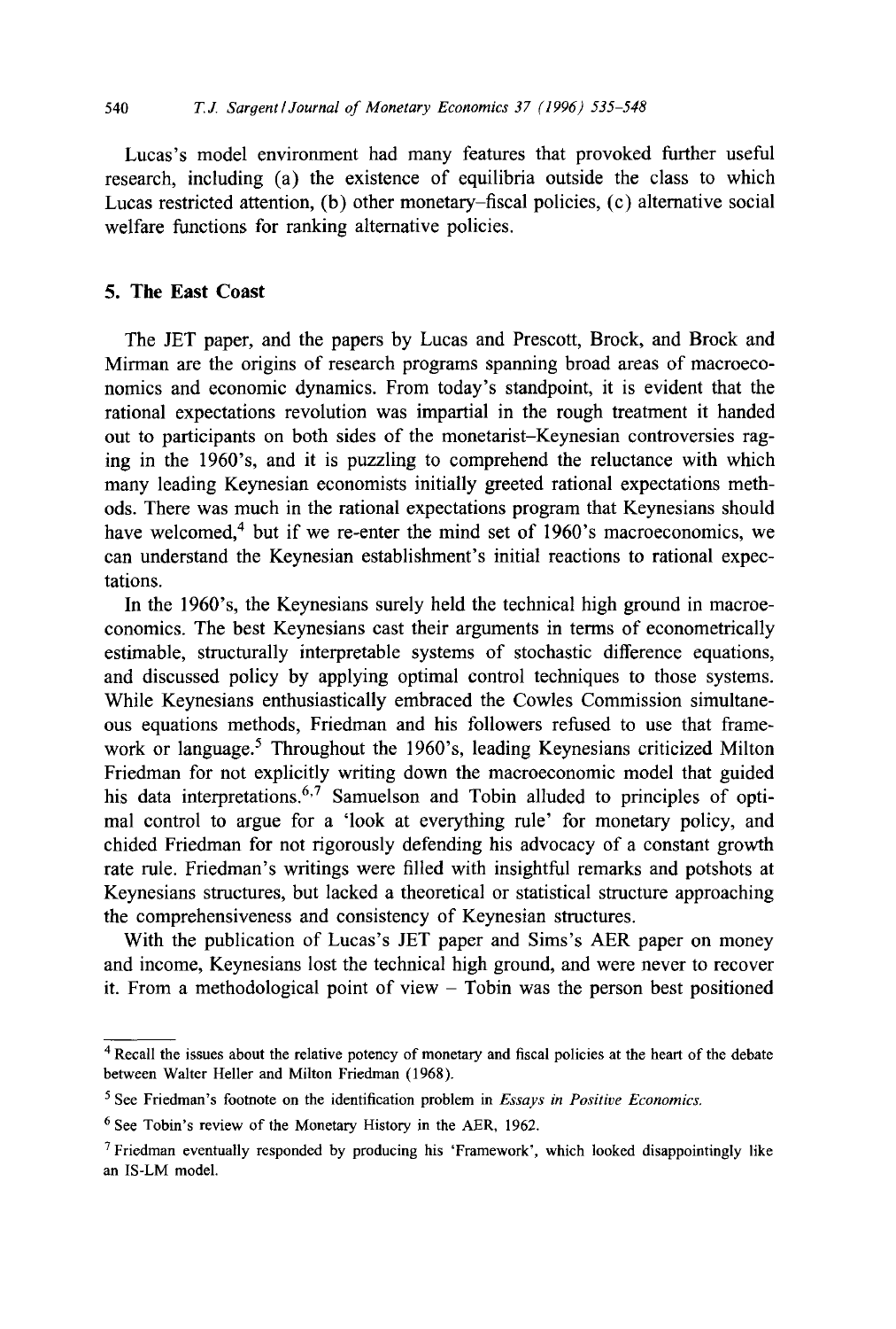Lucas's model environment had many features that provoked further useful research, including (a) the existence of equilibria outside the class to which Lucas restricted attention, (b) other monetary–fiscal policies, (c) alternative social welfare functions for ranking alternative policies.

## 5. The East Coast

The JET paper, and the papers by Lucas and Prescott, Brock, and Brock and Mirman are the origins of research programs spanning broad areas of macroeconomics and economic dynamics. From today's standpoint, it is evident that the rational expectations revolution was impartial in the rough treatment it handed out to participants on both sides of the monetarist–Keynesian controversies raging in the 1960's, and it is puzzling to comprehend the reluctance with which many leading Keynesian economists initially greeted rational expectations methods. There was much in the rational expectations program that Keynesians should have welcomed,[4] but if we re-enter the mind set of 1960's macroeconomics, we can understand the Keynesian establishment's initial reactions to rational expectations.

In the 1960's, the Keynesians surely held the technical high ground in macroeconomics. The best Keynesians cast their arguments in terms of econometrically estimable, structurally interpretable systems of stochastic difference equations, and discussed policy by applying optimal control techniques to those systems. While Keynesians enthusiastically embraced the Cowles Commission simultaneous equations methods, Friedman and his followers refused to use that framework or language.[5] Throughout the 1960's, leading Keynesians criticized Milton Friedman for not explicitly writing down the macroeconomic model that guided his data interpretations.[6,7] Samuelson and Tobin alluded to principles of optimal control to argue for a 'look at everything rule' for monetary policy, and chided Friedman for not rigorously defending his advocacy of a constant growth rate rule. Friedman's writings were filled with insightful remarks and potshots at Keynesians structures, but lacked a theoretical or statistical structure approaching the comprehensiveness and consistency of Keynesian structures.

With the publication of Lucas's JET paper and Sims's AER paper on money and income, Keynesians lost the technical high ground, and were never to recover it. From a methodological point of view – Tobin was the person best positioned

---

[4] Recall the issues about the relative potency of monetary and fiscal policies at the heart of the debate between Walter Heller and Milton Friedman (1968).

[5] See Friedman's footnote on the identification problem in *Essays in Positive Economics.*

[6] See Tobin's review of the Monetary History in the AER, 1962.

[7] Friedman eventually responded by producing his 'Framework', which looked disappointingly like an IS-LM model.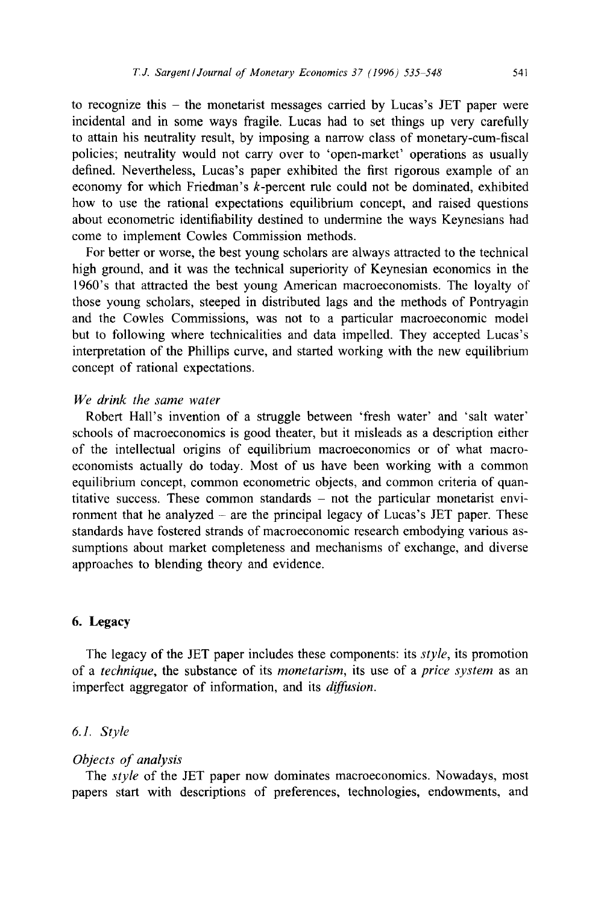to recognize this – the monetarist messages carried by Lucas's JET paper were incidental and in some ways fragile. Lucas had to set things up very carefully to attain his neutrality result, by imposing a narrow class of monetary-cum-fiscal policies; neutrality would not carry over to 'open-market' operations as usually defined. Nevertheless, Lucas's paper exhibited the first rigorous example of an economy for which Friedman's $k$-percent rule could not be dominated, exhibited how to use the rational expectations equilibrium concept, and raised questions about econometric identifiability destined to undermine the ways Keynesians had come to implement Cowles Commission methods.

For better or worse, the best young scholars are always attracted to the technical high ground, and it was the technical superiority of Keynesian economics in the 1960's that attracted the best young American macroeconomists. The loyalty of those young scholars, steeped in distributed lags and the methods of Pontryagin and the Cowles Commissions, was not to a particular macroeconomic model but to following where technicalities and data impelled. They accepted Lucas's interpretation of the Phillips curve, and started working with the new equilibrium concept of rational expectations.

*We drink the same water*

Robert Hall's invention of a struggle between 'fresh water' and 'salt water' schools of macroeconomics is good theater, but it misleads as a description either of the intellectual origins of equilibrium macroeconomics or of what macroeconomists actually do today. Most of us have been working with a common equilibrium concept, common econometric objects, and common criteria of quantitative success. These common standards – not the particular monetarist environment that he analyzed – are the principal legacy of Lucas's JET paper. These standards have fostered strands of macroeconomic research embodying various assumptions about market completeness and mechanisms of exchange, and diverse approaches to blending theory and evidence.

## 6. Legacy

The legacy of the JET paper includes these components: its *style*, its promotion of a *technique*, the substance of its *monetarism*, its use of a *price system* as an imperfect aggregator of information, and its *diffusion*.

### 6.1. Style

*Objects of analysis*

The *style* of the JET paper now dominates macroeconomics. Nowadays, most papers start with descriptions of preferences, technologies, endowments, and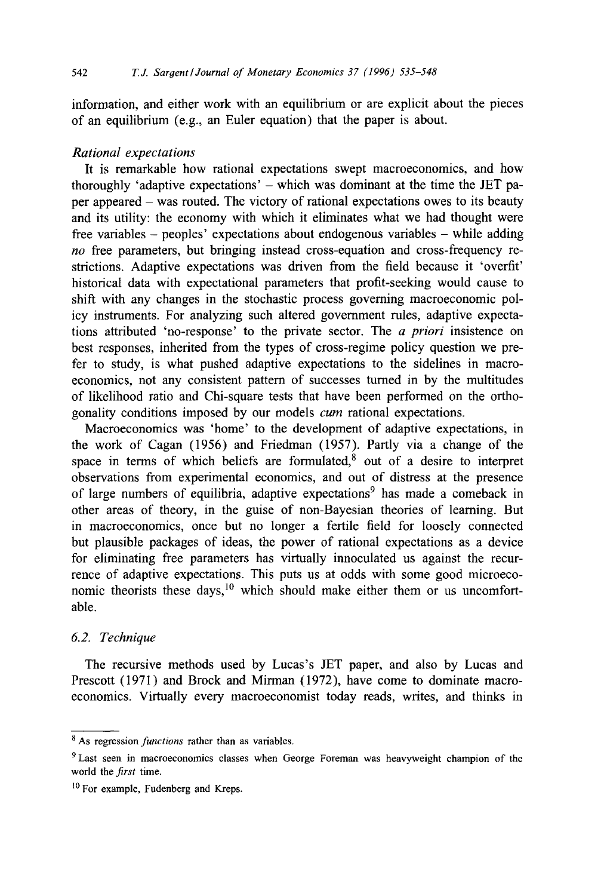information, and either work with an equilibrium or are explicit about the pieces of an equilibrium (e.g., an Euler equation) that the paper is about.

*Rational expectations*

It is remarkable how rational expectations swept macroeconomics, and how thoroughly 'adaptive expectations' – which was dominant at the time the JET paper appeared – was routed. The victory of rational expectations owes to its beauty and its utility: the economy with which it eliminates what we had thought were free variables – peoples' expectations about endogenous variables – while adding *no* free parameters, but bringing instead cross-equation and cross-frequency restrictions. Adaptive expectations was driven from the field because it 'overfit' historical data with expectational parameters that profit-seeking would cause to shift with any changes in the stochastic process governing macroeconomic policy instruments. For analyzing such altered government rules, adaptive expectations attributed 'no-response' to the private sector. The *a priori* insistence on best responses, inherited from the types of cross-regime policy question we prefer to study, is what pushed adaptive expectations to the sidelines in macroeconomics, not any consistent pattern of successes turned in by the multitudes of likelihood ratio and Chi-square tests that have been performed on the orthogonality conditions imposed by our models *cum* rational expectations.

Macroeconomics was 'home' to the development of adaptive expectations, in the work of Cagan (1956) and Friedman (1957). Partly via a change of the space in terms of which beliefs are formulated,[8] out of a desire to interpret observations from experimental economics, and out of distress at the presence of large numbers of equilibria, adaptive expectations[9] has made a comeback in other areas of theory, in the guise of non-Bayesian theories of learning. But in macroeconomics, once but no longer a fertile field for loosely connected but plausible packages of ideas, the power of rational expectations as a device for eliminating free parameters has virtually innoculated us against the recurrence of adaptive expectations. This puts us at odds with some good microeconomic theorists these days,[10] which should make either them or us uncomfortable.

## 6.2. Technique

The recursive methods used by Lucas's JET paper, and also by Lucas and Prescott (1971) and Brock and Mirman (1972), have come to dominate macroeconomics. Virtually every macroeconomist today reads, writes, and thinks in

---

[8] As regression *functions* rather than as variables.

[9] Last seen in macroeconomics classes when George Foreman was heavyweight champion of the world the *first* time.

[10] For example, Fudenberg and Kreps.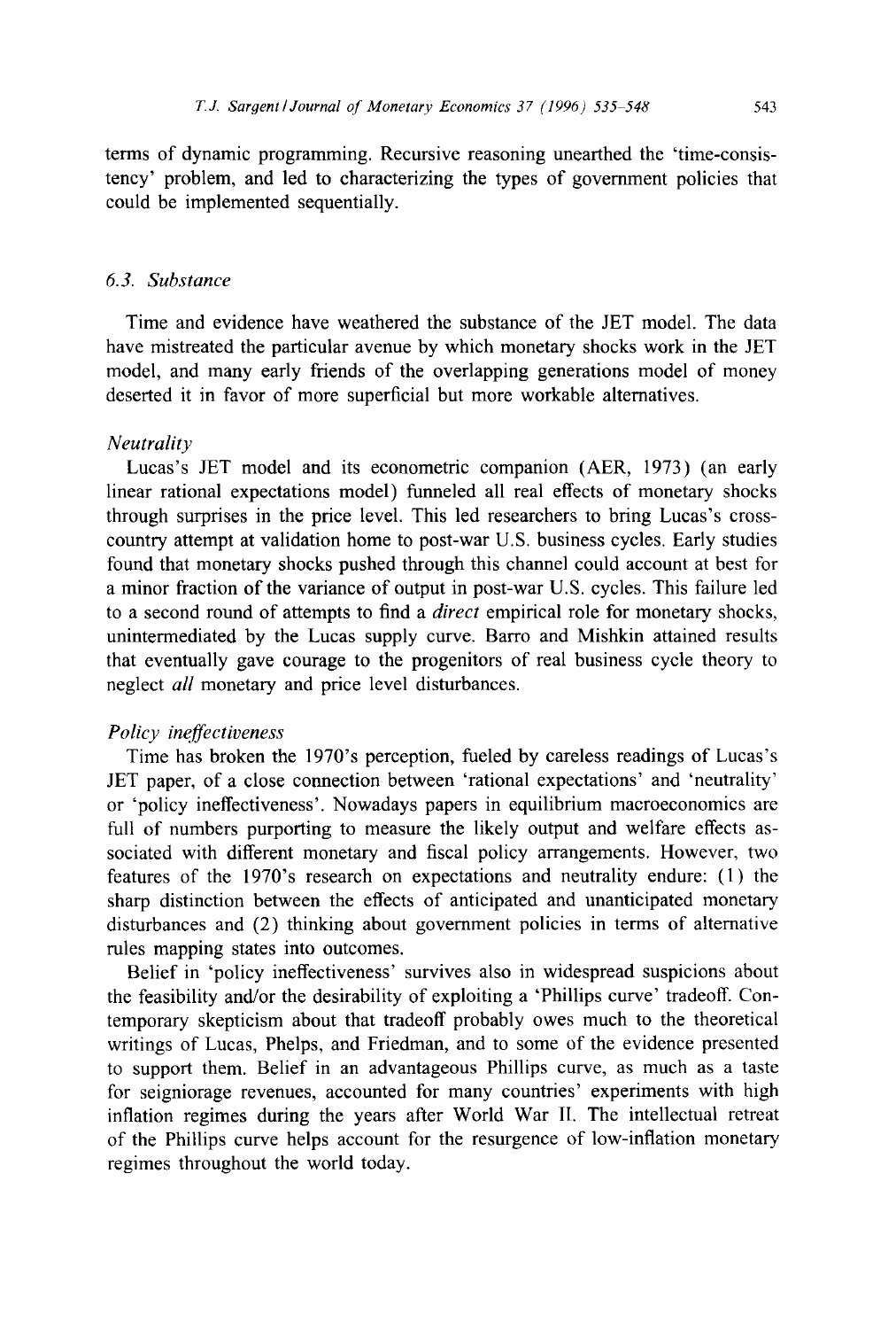terms of dynamic programming. Recursive reasoning unearthed the 'time-consistency' problem, and led to characterizing the types of government policies that could be implemented sequentially.

### 6.3. Substance

Time and evidence have weathered the substance of the JET model. The data have mistreated the particular avenue by which monetary shocks work in the JET model, and many early friends of the overlapping generations model of money deserted it in favor of more superficial but more workable alternatives.

*Neutrality*

Lucas's JET model and its econometric companion (AER, 1973) (an early linear rational expectations model) funneled all real effects of monetary shocks through surprises in the price level. This led researchers to bring Lucas's cross-country attempt at validation home to post-war U.S. business cycles. Early studies found that monetary shocks pushed through this channel could account at best for a minor fraction of the variance of output in post-war U.S. cycles. This failure led to a second round of attempts to find a *direct* empirical role for monetary shocks, unintermediated by the Lucas supply curve. Barro and Mishkin attained results that eventually gave courage to the progenitors of real business cycle theory to neglect *all* monetary and price level disturbances.

*Policy ineffectiveness*

Time has broken the 1970's perception, fueled by careless readings of Lucas's JET paper, of a close connection between 'rational expectations' and 'neutrality' or 'policy ineffectiveness'. Nowadays papers in equilibrium macroeconomics are full of numbers purporting to measure the likely output and welfare effects associated with different monetary and fiscal policy arrangements. However, two features of the 1970's research on expectations and neutrality endure: (1) the sharp distinction between the effects of anticipated and unanticipated monetary disturbances and (2) thinking about government policies in terms of alternative rules mapping states into outcomes.

Belief in 'policy ineffectiveness' survives also in widespread suspicions about the feasibility and/or the desirability of exploiting a 'Phillips curve' tradeoff. Contemporary skepticism about that tradeoff probably owes much to the theoretical writings of Lucas, Phelps, and Friedman, and to some of the evidence presented to support them. Belief in an advantageous Phillips curve, as much as a taste for seigniorage revenues, accounted for many countries' experiments with high inflation regimes during the years after World War II. The intellectual retreat of the Phillips curve helps account for the resurgence of low-inflation monetary regimes throughout the world today.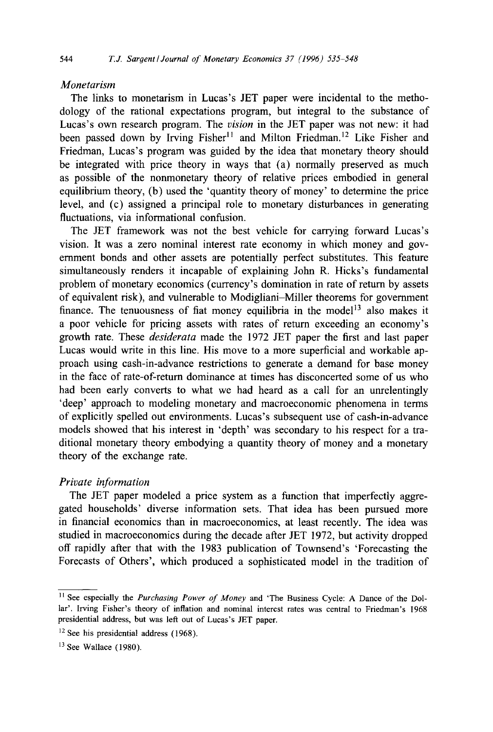### *Monetarism*

The links to monetarism in Lucas's JET paper were incidental to the methodology of the rational expectations program, but integral to the substance of Lucas's own research program. The *vision* in the JET paper was not new: it had been passed down by Irving Fisher[11] and Milton Friedman.[12] Like Fisher and Friedman, Lucas's program was guided by the idea that monetary theory should be integrated with price theory in ways that (a) normally preserved as much as possible of the nonmonetary theory of relative prices embodied in general equilibrium theory, (b) used the 'quantity theory of money' to determine the price level, and (c) assigned a principal role to monetary disturbances in generating fluctuations, via informational confusion.

The JET framework was not the best vehicle for carrying forward Lucas's vision. It was a zero nominal interest rate economy in which money and government bonds and other assets are potentially perfect substitutes. This feature simultaneously renders it incapable of explaining John R. Hicks's fundamental problem of monetary economics (currency's domination in rate of return by assets of equivalent risk), and vulnerable to Modigliani–Miller theorems for government finance. The tenuousness of fiat money equilibria in the model[13] also makes it a poor vehicle for pricing assets with rates of return exceeding an economy's growth rate. These *desiderata* made the 1972 JET paper the first and last paper Lucas would write in this line. His move to a more superficial and workable approach using cash-in-advance restrictions to generate a demand for base money in the face of rate-of-return dominance at times has disconcerted some of us who had been early converts to what we had heard as a call for an unrelentingly 'deep' approach to modeling monetary and macroeconomic phenomena in terms of explicitly spelled out environments. Lucas's subsequent use of cash-in-advance models showed that his interest in 'depth' was secondary to his respect for a traditional monetary theory embodying a quantity theory of money and a monetary theory of the exchange rate.

### *Private information*

The JET paper modeled a price system as a function that imperfectly aggregated households' diverse information sets. That idea has been pursued more in financial economics than in macroeconomics, at least recently. The idea was studied in macroeconomics during the decade after JET 1972, but activity dropped off rapidly after that with the 1983 publication of Townsend's 'Forecasting the Forecasts of Others', which produced a sophisticated model in the tradition of

---

[11] See especially the *Purchasing Power of Money* and 'The Business Cycle: A Dance of the Dollar'. Irving Fisher's theory of inflation and nominal interest rates was central to Friedman's 1968 presidential address, but was left out of Lucas's JET paper.

[12] See his presidential address (1968).

[13] See Wallace (1980).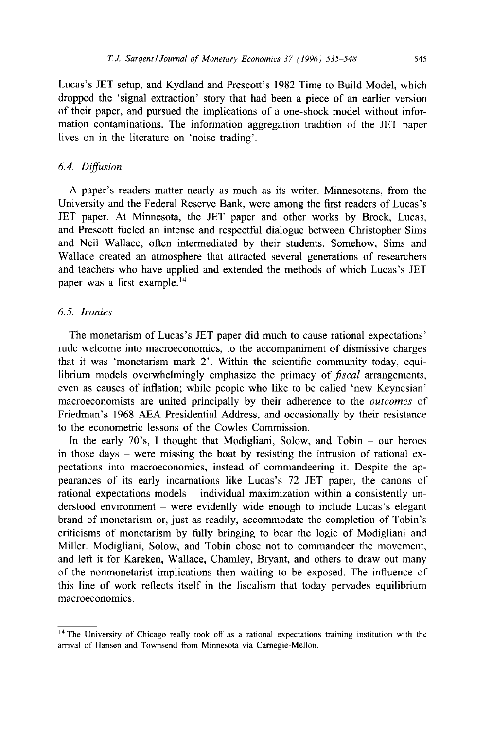Lucas's JET setup, and Kydland and Prescott's 1982 Time to Build Model, which dropped the 'signal extraction' story that had been a piece of an earlier version of their paper, and pursued the implications of a one-shock model without information contaminations. The information aggregation tradition of the JET paper lives on in the literature on 'noise trading'.

### 6.4. *Diffusion*

A paper's readers matter nearly as much as its writer. Minnesotans, from the University and the Federal Reserve Bank, were among the first readers of Lucas's JET paper. At Minnesota, the JET paper and other works by Brock, Lucas, and Prescott fueled an intense and respectful dialogue between Christopher Sims and Neil Wallace, often intermediated by their students. Somehow, Sims and Wallace created an atmosphere that attracted several generations of researchers and teachers who have applied and extended the methods of which Lucas's JET paper was a first example.[14]

### 6.5. *Ironies*

The monetarism of Lucas's JET paper did much to cause rational expectations' rude welcome into macroeconomics, to the accompaniment of dismissive charges that it was 'monetarism mark 2'. Within the scientific community today, equilibrium models overwhelmingly emphasize the primacy of *fiscal* arrangements, even as causes of inflation; while people who like to be called 'new Keynesian' macroeconomists are united principally by their adherence to the *outcomes* of Friedman's 1968 AEA Presidential Address, and occasionally by their resistance to the econometric lessons of the Cowles Commission.

In the early 70's, I thought that Modigliani, Solow, and Tobin – our heroes in those days – were missing the boat by resisting the intrusion of rational expectations into macroeconomics, instead of commandeering it. Despite the appearances of its early incarnations like Lucas's 72 JET paper, the canons of rational expectations models – individual maximization within a consistently understood environment – were evidently wide enough to include Lucas's elegant brand of monetarism or, just as readily, accommodate the completion of Tobin's criticisms of monetarism by fully bringing to bear the logic of Modigliani and Miller. Modigliani, Solow, and Tobin chose not to commandeer the movement, and left it for Kareken, Wallace, Chamley, Bryant, and others to draw out many of the nonmonetarist implications then waiting to be exposed. The influence of this line of work reflects itself in the fiscalism that today pervades equilibrium macroeconomics.

---

[14] The University of Chicago really took off as a rational expectations training institution with the arrival of Hansen and Townsend from Minnesota via Carnegie-Mellon.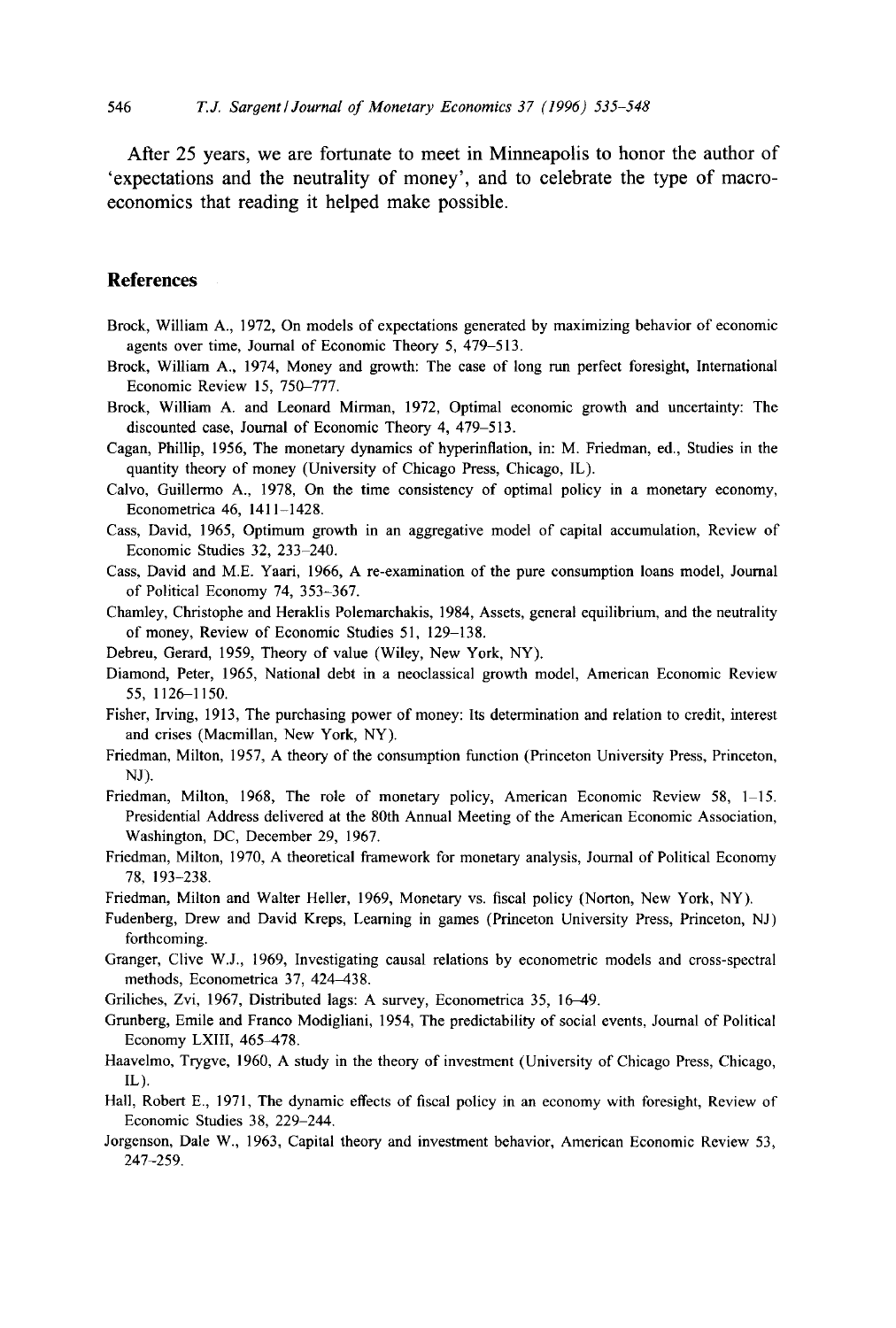After 25 years, we are fortunate to meet in Minneapolis to honor the author of 'expectations and the neutrality of money', and to celebrate the type of macroeconomics that reading it helped make possible.

## References

Brock, William A., 1972, On models of expectations generated by maximizing behavior of economic agents over time, Journal of Economic Theory 5, 479–513.

Brock, William A., 1974, Money and growth: The case of long run perfect foresight, International Economic Review 15, 750–777.

Brock, William A. and Leonard Mirman, 1972, Optimal economic growth and uncertainty: The discounted case, Journal of Economic Theory 4, 479–513.

Cagan, Phillip, 1956, The monetary dynamics of hyperinflation, in: M. Friedman, ed., Studies in the quantity theory of money (University of Chicago Press, Chicago, IL).

Calvo, Guillermo A., 1978, On the time consistency of optimal policy in a monetary economy, Econometrica 46, 1411–1428.

Cass, David, 1965, Optimum growth in an aggregative model of capital accumulation, Review of Economic Studies 32, 233–240.

Cass, David and M.E. Yaari, 1966, A re-examination of the pure consumption loans model, Journal of Political Economy 74, 353–367.

Chamley, Christophe and Heraklis Polemarchakis, 1984, Assets, general equilibrium, and the neutrality of money, Review of Economic Studies 51, 129–138.

Debreu, Gerard, 1959, Theory of value (Wiley, New York, NY).

Diamond, Peter, 1965, National debt in a neoclassical growth model, American Economic Review 55, 1126–1150.

Fisher, Irving, 1913, The purchasing power of money: Its determination and relation to credit, interest and crises (Macmillan, New York, NY).

Friedman, Milton, 1957, A theory of the consumption function (Princeton University Press, Princeton, NJ).

Friedman, Milton, 1968, The role of monetary policy, American Economic Review 58, 1–15. Presidential Address delivered at the 80th Annual Meeting of the American Economic Association, Washington, DC, December 29, 1967.

Friedman, Milton, 1970, A theoretical framework for monetary analysis, Journal of Political Economy 78, 193–238.

Friedman, Milton and Walter Heller, 1969, Monetary vs. fiscal policy (Norton, New York, NY).

Fudenberg, Drew and David Kreps, Learning in games (Princeton University Press, Princeton, NJ) forthcoming.

Granger, Clive W.J., 1969, Investigating causal relations by econometric models and cross-spectral methods, Econometrica 37, 424–438.

Griliches, Zvi, 1967, Distributed lags: A survey, Econometrica 35, 16–49.

Grunberg, Emile and Franco Modigliani, 1954, The predictability of social events, Journal of Political Economy LXIII, 465–478.

Haavelmo, Trygve, 1960, A study in the theory of investment (University of Chicago Press, Chicago, IL).

Hall, Robert E., 1971, The dynamic effects of fiscal policy in an economy with foresight, Review of Economic Studies 38, 229–244.

Jorgenson, Dale W., 1963, Capital theory and investment behavior, American Economic Review 53, 247–259.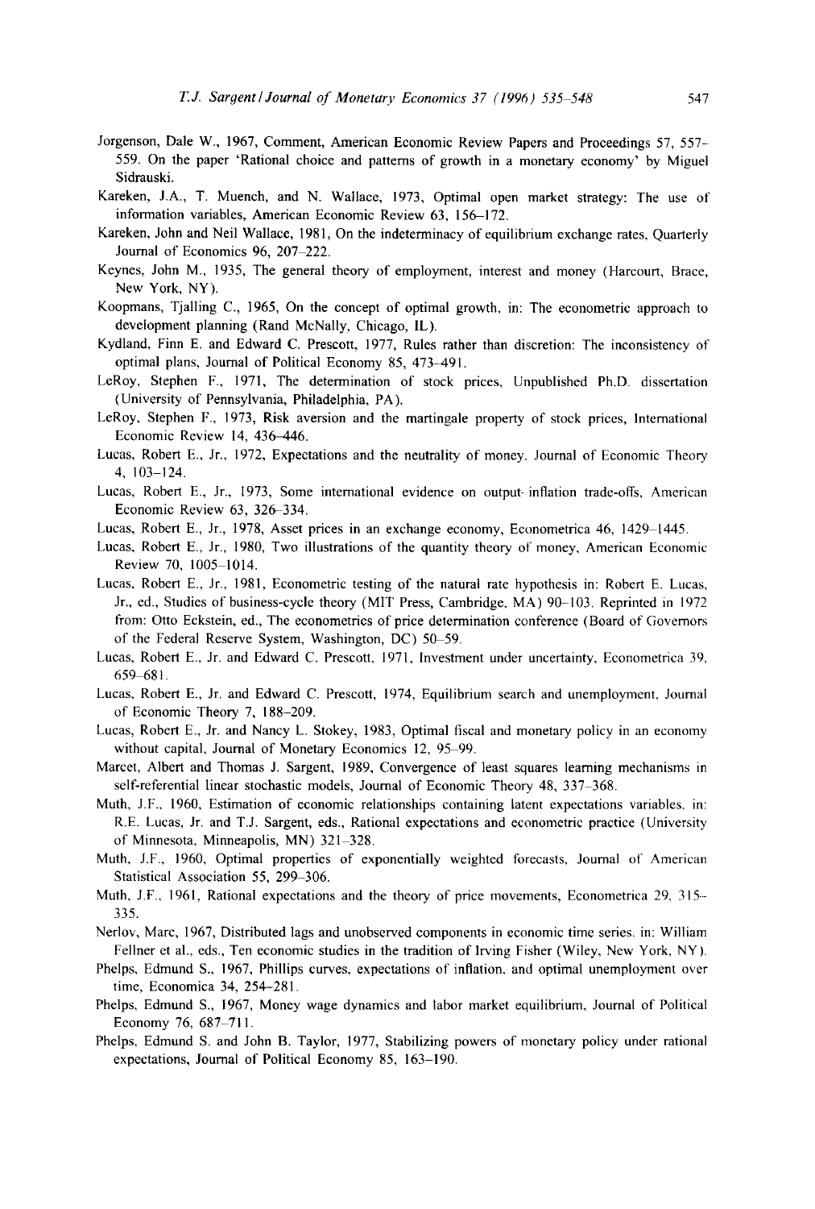Jorgenson, Dale W., 1967, Comment, American Economic Review Papers and Proceedings 57, 557–559. On the paper 'Rational choice and patterns of growth in a monetary economy' by Miguel Sidrauski.

Kareken, J.A., T. Muench, and N. Wallace, 1973, Optimal open market strategy: The use of information variables, American Economic Review 63, 156–172.

Kareken, John and Neil Wallace, 1981, On the indeterminacy of equilibrium exchange rates, Quarterly Journal of Economics 96, 207–222.

Keynes, John M., 1935, The general theory of employment, interest and money (Harcourt, Brace, New York, NY).

Koopmans, Tjalling C., 1965, On the concept of optimal growth, in: The econometric approach to development planning (Rand McNally, Chicago, IL).

Kydland, Finn E. and Edward C. Prescott, 1977, Rules rather than discretion: The inconsistency of optimal plans, Journal of Political Economy 85, 473–491.

LeRoy, Stephen F., 1971, The determination of stock prices, Unpublished Ph.D. dissertation (University of Pennsylvania, Philadelphia, PA).

LeRoy, Stephen F., 1973, Risk aversion and the martingale property of stock prices, International Economic Review 14, 436–446.

Lucas, Robert E., Jr., 1972, Expectations and the neutrality of money. Journal of Economic Theory 4, 103–124.

Lucas, Robert E., Jr., 1973, Some international evidence on output- inflation trade-offs, American Economic Review 63, 326–334.

Lucas, Robert E., Jr., 1978, Asset prices in an exchange economy, Econometrica 46, 1429–1445.

Lucas, Robert E., Jr., 1980, Two illustrations of the quantity theory of money, American Economic Review 70, 1005–1014.

Lucas, Robert E., Jr., 1981, Econometric testing of the natural rate hypothesis in: Robert E. Lucas, Jr., ed., Studies of business-cycle theory (MIT Press, Cambridge, MA) 90–103. Reprinted in 1972 from: Otto Eckstein, ed., The econometrics of price determination conference (Board of Governors of the Federal Reserve System, Washington, DC) 50–59.

Lucas, Robert E., Jr. and Edward C. Prescott, 1971, Investment under uncertainty, Econometrica 39, 659–681.

Lucas, Robert E., Jr. and Edward C. Prescott, 1974, Equilibrium search and unemployment, Journal of Economic Theory 7, 188–209.

Lucas, Robert E., Jr. and Nancy L. Stokey, 1983, Optimal fiscal and monetary policy in an economy without capital, Journal of Monetary Economics 12, 95–99.

Marcet, Albert and Thomas J. Sargent, 1989, Convergence of least squares learning mechanisms in self-referential linear stochastic models, Journal of Economic Theory 48, 337–368.

Muth, J.F., 1960, Estimation of economic relationships containing latent expectations variables, in: R.E. Lucas, Jr. and T.J. Sargent, eds., Rational expectations and econometric practice (University of Minnesota, Minneapolis, MN) 321–328.

Muth, J.F., 1960, Optimal properties of exponentially weighted forecasts, Journal of American Statistical Association 55, 299–306.

Muth, J.F., 1961, Rational expectations and the theory of price movements, Econometrica 29, 315–335.

Nerlov, Marc, 1967, Distributed lags and unobserved components in economic time series. in: William Fellner et al., eds., Ten economic studies in the tradition of Irving Fisher (Wiley, New York, NY).

Phelps, Edmund S., 1967, Phillips curves, expectations of inflation, and optimal unemployment over time, Economica 34, 254–281.

Phelps, Edmund S., 1967, Money wage dynamics and labor market equilibrium, Journal of Political Economy 76, 687–711.

Phelps, Edmund S. and John B. Taylor, 1977, Stabilizing powers of monetary policy under rational expectations, Journal of Political Economy 85, 163–190.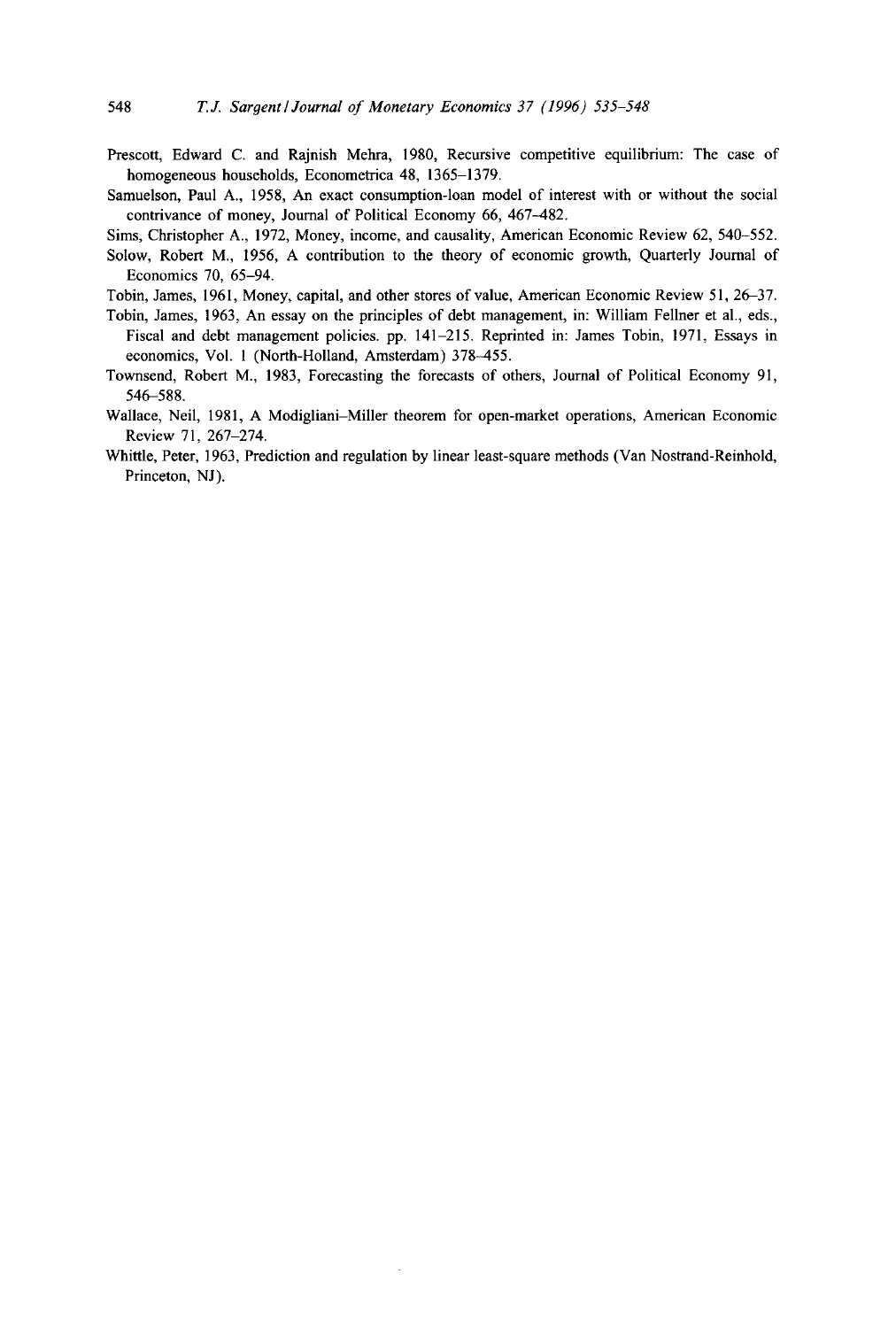Prescott, Edward C. and Rajnish Mehra, 1980, Recursive competitive equilibrium: The case of homogeneous households, Econometrica 48, 1365–1379.

Samuelson, Paul A., 1958, An exact consumption-loan model of interest with or without the social contrivance of money, Journal of Political Economy 66, 467–482.

Sims, Christopher A., 1972, Money, income, and causality, American Economic Review 62, 540–552.

Solow, Robert M., 1956, A contribution to the theory of economic growth, Quarterly Journal of Economics 70, 65–94.

Tobin, James, 1961, Money, capital, and other stores of value, American Economic Review 51, 26–37.

Tobin, James, 1963, An essay on the principles of debt management, in: William Fellner et al., eds., Fiscal and debt management policies. pp. 141–215. Reprinted in: James Tobin, 1971, Essays in economics, Vol. 1 (North-Holland, Amsterdam) 378–455.

Townsend, Robert M., 1983, Forecasting the forecasts of others, Journal of Political Economy 91, 546–588.

Wallace, Neil, 1981, A Modigliani–Miller theorem for open-market operations, American Economic Review 71, 267–274.

Whittle, Peter, 1963, Prediction and regulation by linear least-square methods (Van Nostrand-Reinhold, Princeton, NJ).